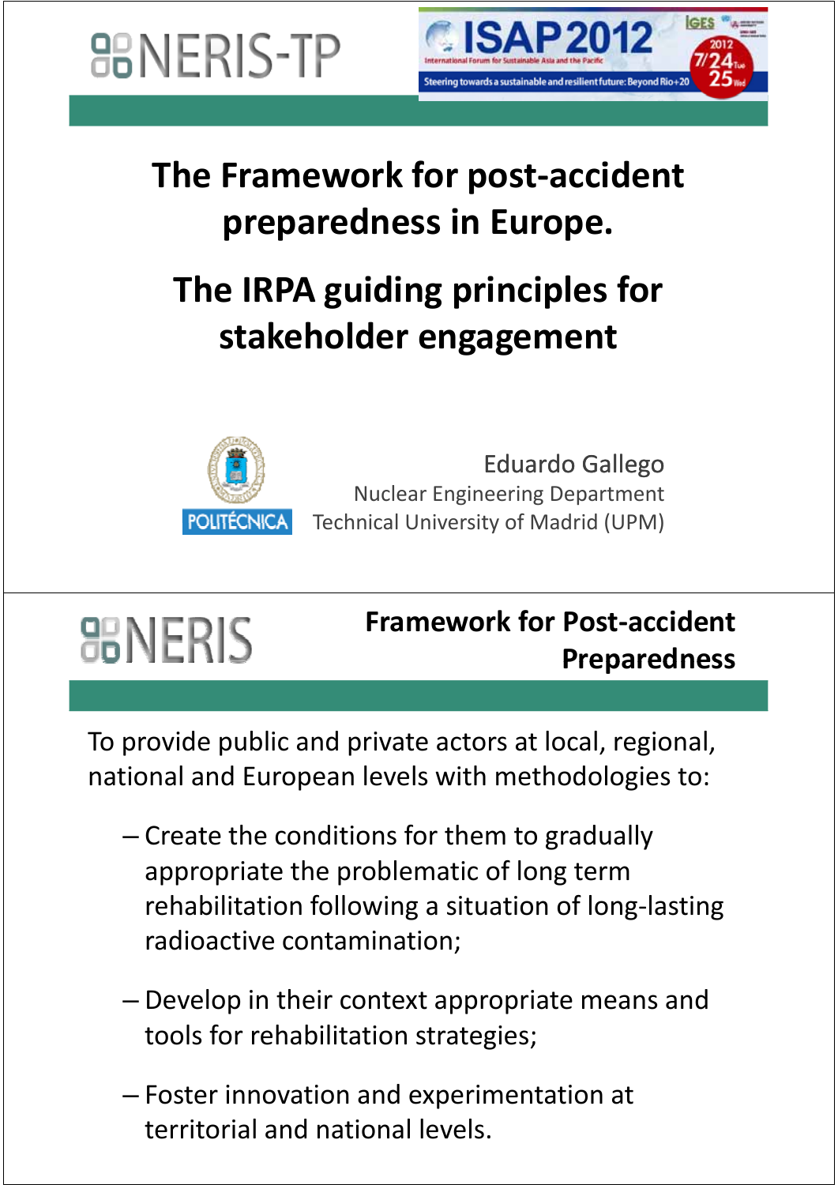NERIS-TP

ISAP 2012 — International Forum for Sustainable Asia and the Pacific — Steering towards a sustainable and resilient future: Beyond Rio+20 — 2012 7/24 Tue 25 Wed

# The Framework for post-accident preparedness in Europe.

# The IRPA guiding principles for stakeholder engagement

Eduardo Gallego
Nuclear Engineering Department
Technical University of Madrid (UPM)

---

NERIS

## Framework for Post-accident Preparedness

To provide public and private actors at local, regional, national and European levels with methodologies to:

- Create the conditions for them to gradually appropriate the problematic of long term rehabilitation following a situation of long-lasting radioactive contamination;
- Develop in their context appropriate means and tools for rehabilitation strategies;
- Foster innovation and experimentation at territorial and national levels.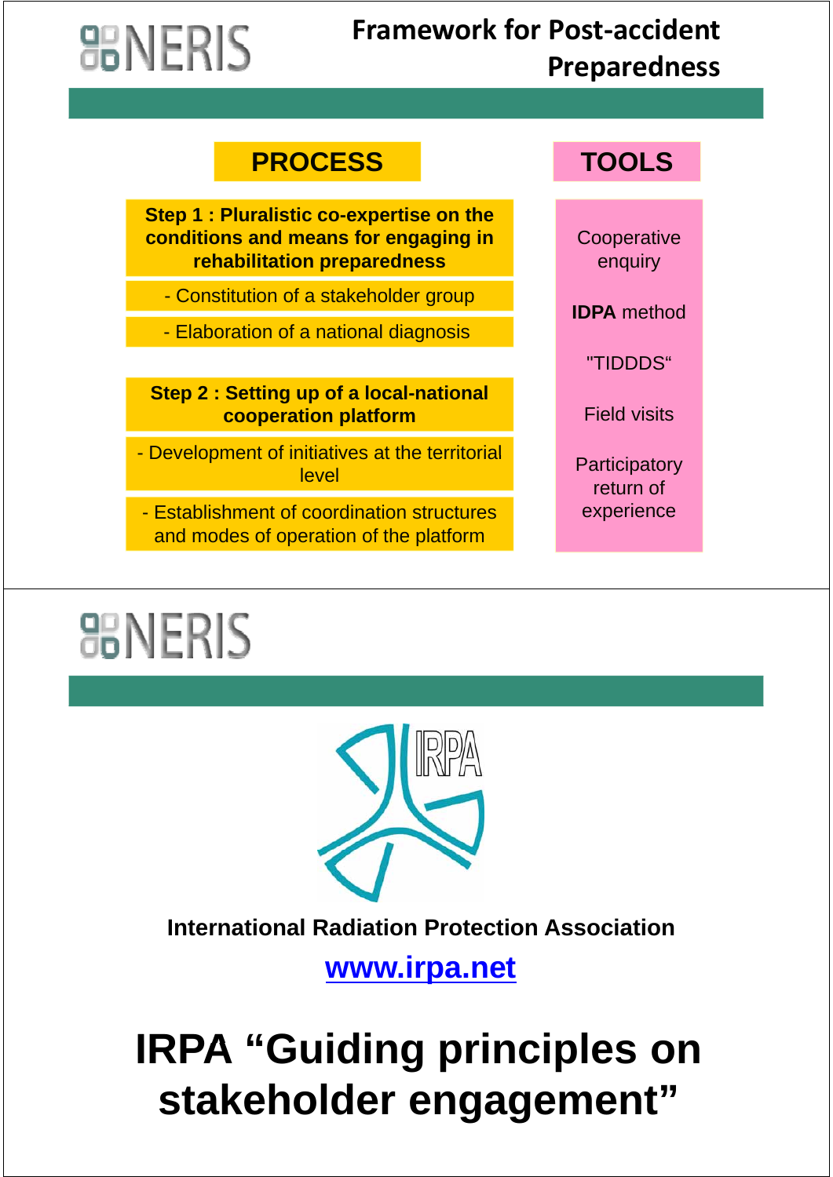# NERIS

## Framework for Post-accident Preparedness

| PROCESS | TOOLS |
|---|---|
| **Step 1 : Pluralistic co-expertise on the conditions and means for engaging in rehabilitation preparedness** | Cooperative enquiry |
| - Constitution of a stakeholder group | **IDPA** method |
| - Elaboration of a national diagnosis | "TIDDDS" |
| **Step 2 : Setting up of a local-national cooperation platform** | Field visits |
| - Development of initiatives at the territorial level | Participatory return of experience |
| - Establishment of coordination structures and modes of operation of the platform | |

---

# NERIS

IRPA

**International Radiation Protection Association**

**www.irpa.net**

# IRPA "Guiding principles on stakeholder engagement"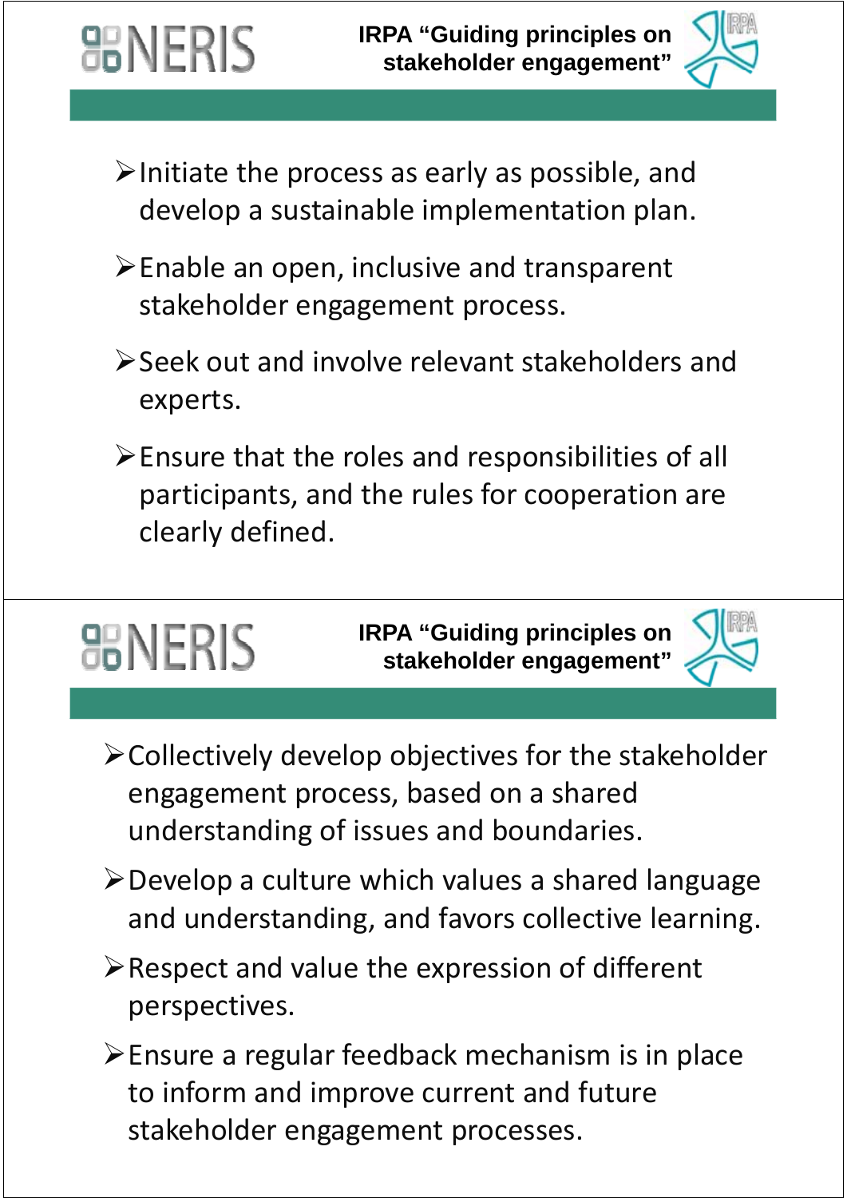## IRPA "Guiding principles on stakeholder engagement"

- Initiate the process as early as possible, and develop a sustainable implementation plan.
- Enable an open, inclusive and transparent stakeholder engagement process.
- Seek out and involve relevant stakeholders and experts.
- Ensure that the roles and responsibilities of all participants, and the rules for cooperation are clearly defined.

## IRPA "Guiding principles on stakeholder engagement"

- Collectively develop objectives for the stakeholder engagement process, based on a shared understanding of issues and boundaries.
- Develop a culture which values a shared language and understanding, and favors collective learning.
- Respect and value the expression of different perspectives.
- Ensure a regular feedback mechanism is in place to inform and improve current and future stakeholder engagement processes.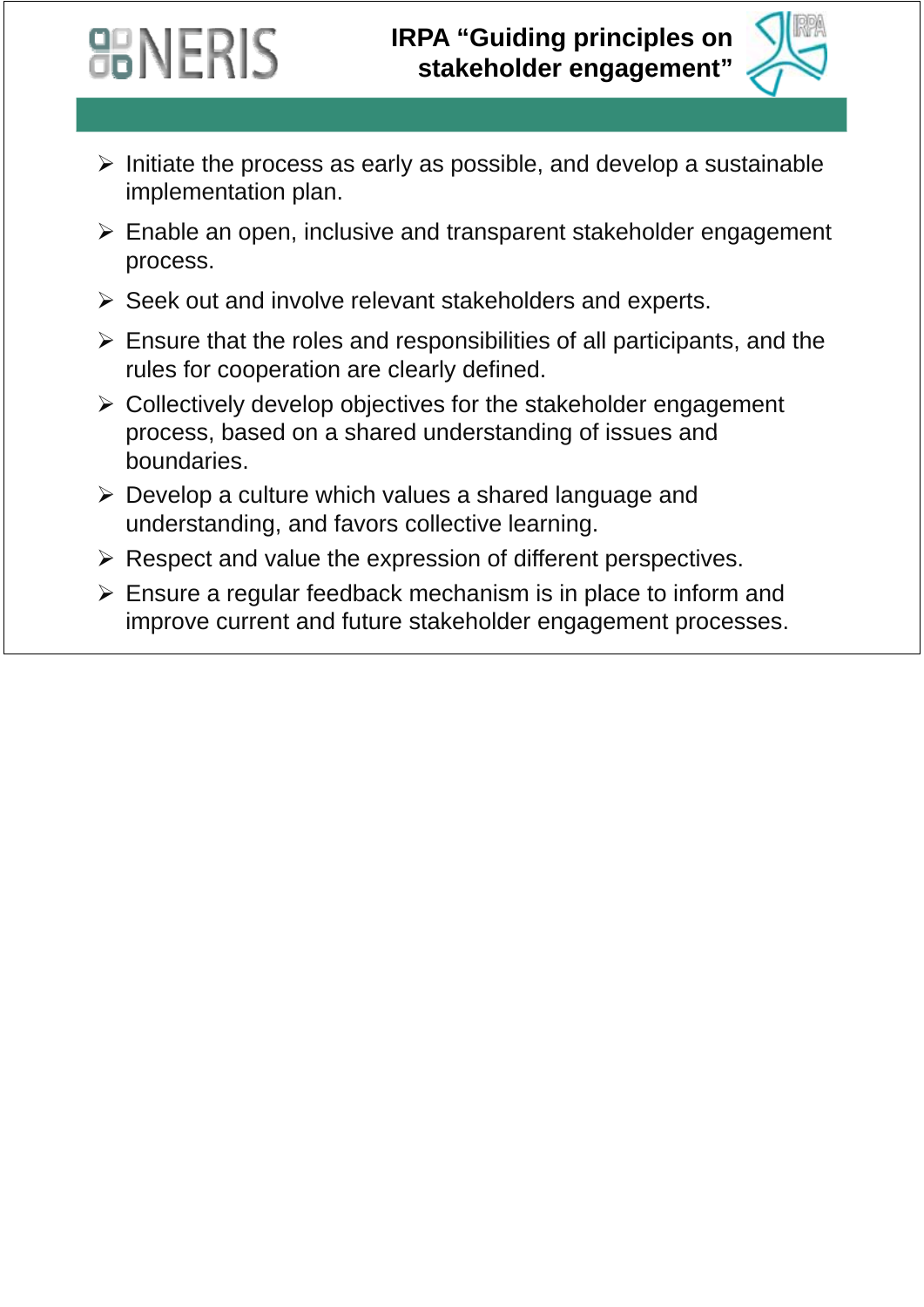# IRPA "Guiding principles on stakeholder engagement"

- Initiate the process as early as possible, and develop a sustainable implementation plan.
- Enable an open, inclusive and transparent stakeholder engagement process.
- Seek out and involve relevant stakeholders and experts.
- Ensure that the roles and responsibilities of all participants, and the rules for cooperation are clearly defined.
- Collectively develop objectives for the stakeholder engagement process, based on a shared understanding of issues and boundaries.
- Develop a culture which values a shared language and understanding, and favors collective learning.
- Respect and value the expression of different perspectives.
- Ensure a regular feedback mechanism is in place to inform and improve current and future stakeholder engagement processes.